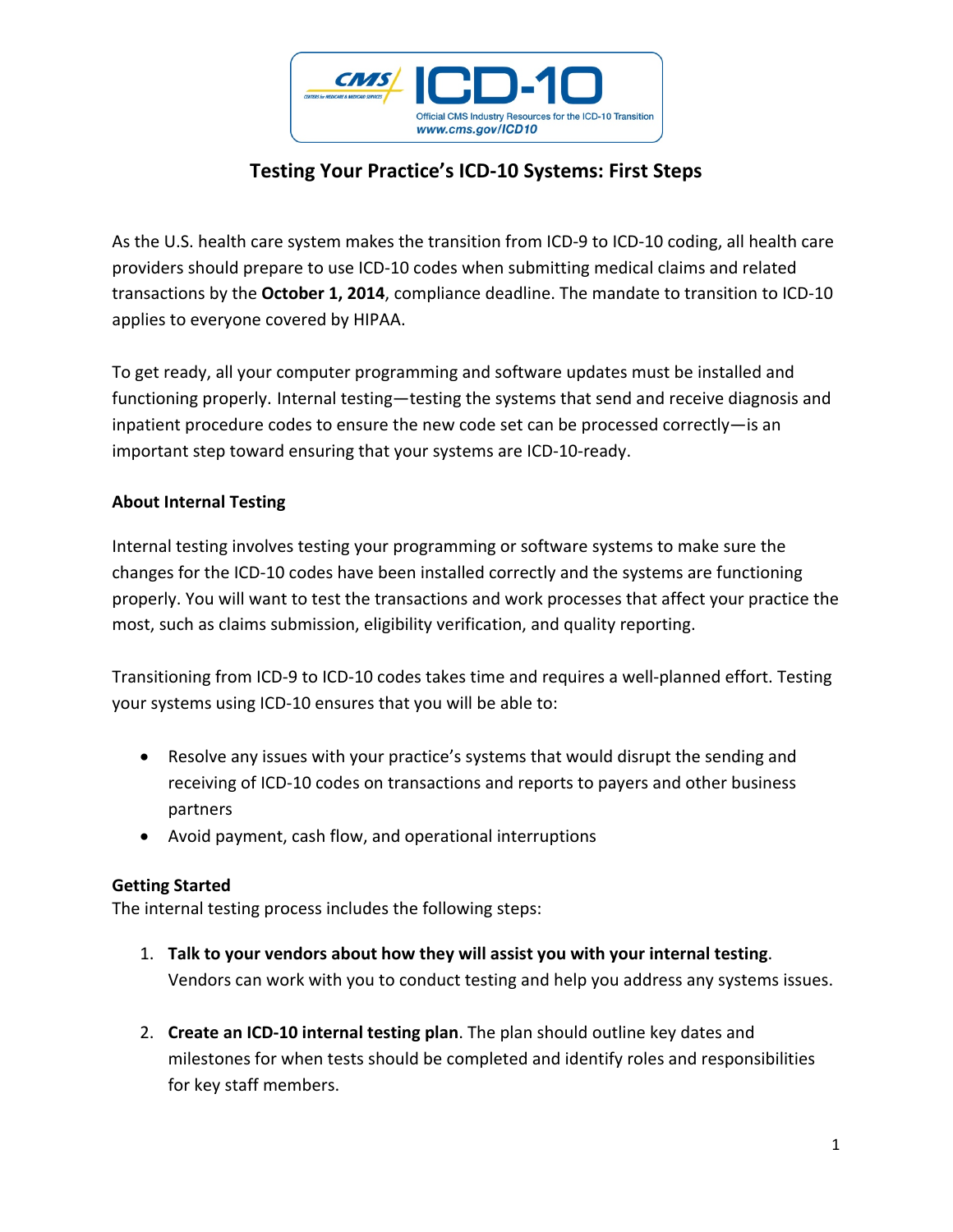# Testing Your Practice's ICD-10 Systems: First Steps

As the U.S. health care system makes the transition from ICD-9 to ICD-10 coding, all health care providers should prepare to use ICD-10 codes when submitting medical claims and related transactions by the **October 1, 2014**, compliance deadline. The mandate to transition to ICD-10 applies to everyone covered by HIPAA.

To get ready, all your computer programming and software updates must be installed and functioning properly. Internal testing—testing the systems that send and receive diagnosis and inpatient procedure codes to ensure the new code set can be processed correctly—is an important step toward ensuring that your systems are ICD-10-ready.

## About Internal Testing

Internal testing involves testing your programming or software systems to make sure the changes for the ICD-10 codes have been installed correctly and the systems are functioning properly. You will want to test the transactions and work processes that affect your practice the most, such as claims submission, eligibility verification, and quality reporting.

Transitioning from ICD-9 to ICD-10 codes takes time and requires a well-planned effort. Testing your systems using ICD-10 ensures that you will be able to:

- Resolve any issues with your practice's systems that would disrupt the sending and receiving of ICD-10 codes on transactions and reports to payers and other business partners
- Avoid payment, cash flow, and operational interruptions

## Getting Started

The internal testing process includes the following steps:

1. **Talk to your vendors about how they will assist you with your internal testing**. Vendors can work with you to conduct testing and help you address any systems issues.
2. **Create an ICD-10 internal testing plan**. The plan should outline key dates and milestones for when tests should be completed and identify roles and responsibilities for key staff members.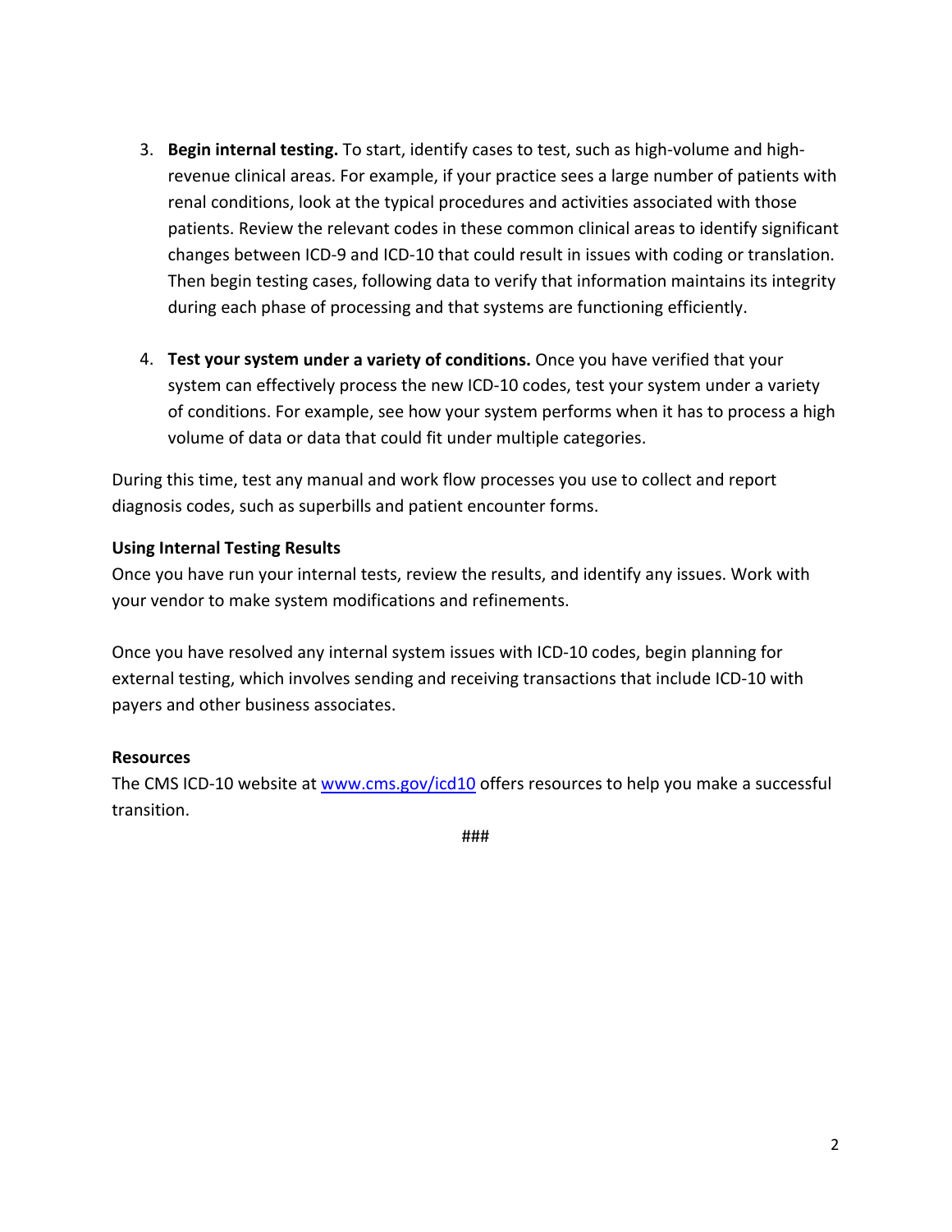3. **Begin internal testing.** To start, identify cases to test, such as high-volume and high-revenue clinical areas. For example, if your practice sees a large number of patients with renal conditions, look at the typical procedures and activities associated with those patients. Review the relevant codes in these common clinical areas to identify significant changes between ICD-9 and ICD-10 that could result in issues with coding or translation. Then begin testing cases, following data to verify that information maintains its integrity during each phase of processing and that systems are functioning efficiently.

4. **Test your system under a variety of conditions.** Once you have verified that your system can effectively process the new ICD-10 codes, test your system under a variety of conditions. For example, see how your system performs when it has to process a high volume of data or data that could fit under multiple categories.

During this time, test any manual and work flow processes you use to collect and report diagnosis codes, such as superbills and patient encounter forms.

**Using Internal Testing Results**

Once you have run your internal tests, review the results, and identify any issues. Work with your vendor to make system modifications and refinements.

Once you have resolved any internal system issues with ICD-10 codes, begin planning for external testing, which involves sending and receiving transactions that include ICD-10 with payers and other business associates.

**Resources**

The CMS ICD-10 website at [www.cms.gov/icd10](http://www.cms.gov/icd10) offers resources to help you make a successful transition.

###